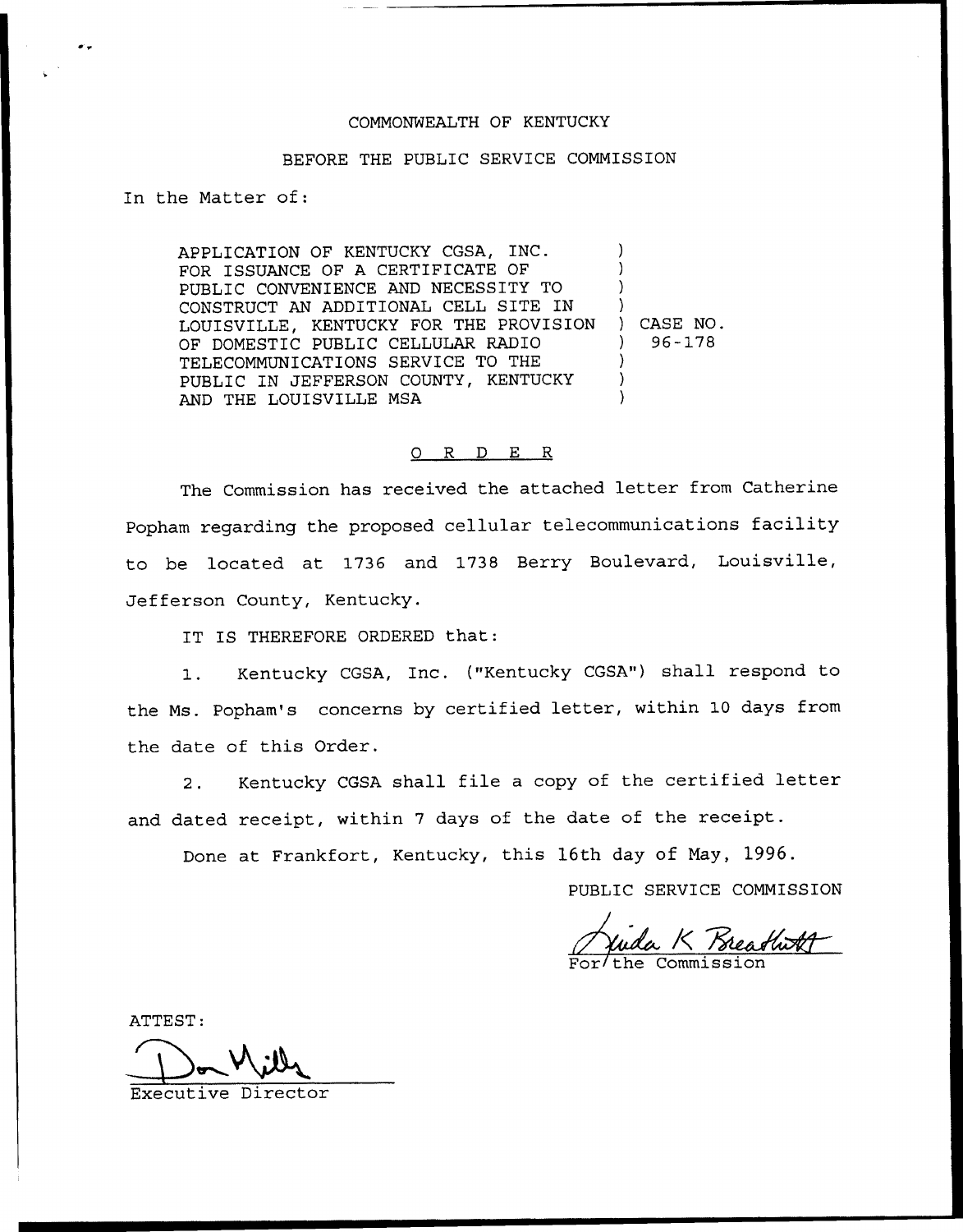COMMONWEALTH OF KENTUCKY

BEFORE THE PUBLIC SERVICE COMMISSION

In the Matter of:

| | | |
|---|---|---|
| APPLICATION OF KENTUCKY CGSA, INC. FOR ISSUANCE OF A CERTIFICATE OF PUBLIC CONVENIENCE AND NECESSITY TO CONSTRUCT AN ADDITIONAL CELL SITE IN LOUISVILLE, KENTUCKY FOR THE PROVISION OF DOMESTIC PUBLIC CELLULAR RADIO TELECOMMUNICATIONS SERVICE TO THE PUBLIC IN JEFFERSON COUNTY, KENTUCKY AND THE LOUISVILLE MSA | ) | CASE NO. 96-178 |

## O R D E R

The Commission has received the attached letter from Catherine Popham regarding the proposed cellular telecommunications facility to be located at 1736 and 1738 Berry Boulevard, Louisville, Jefferson County, Kentucky.

IT IS THEREFORE ORDERED that:

1. Kentucky CGSA, Inc. ("Kentucky CGSA") shall respond to the Ms. Popham's concerns by certified letter, within 10 days from the date of this Order.

2. Kentucky CGSA shall file a copy of the certified letter and dated receipt, within 7 days of the date of the receipt.

Done at Frankfort, Kentucky, this 16th day of May, 1996.

PUBLIC SERVICE COMMISSION

For the Commission

ATTEST:

Executive Director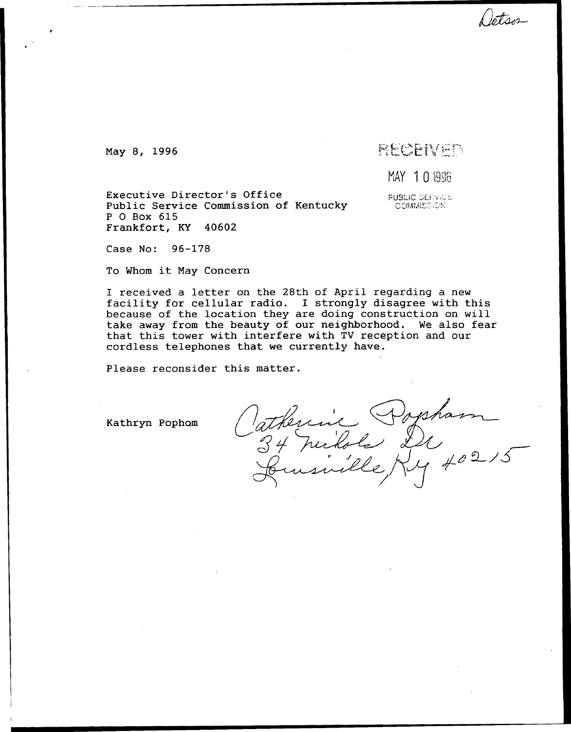Detsor

May 8, 1996

RECEIVED

MAY 10 1996

PUBLIC SERVICE COMMISSION

Executive Director's Office
Public Service Commission of Kentucky
P O Box 615
Frankfort, KY 40602

Case No: 96-178

To Whom it May Concern

I received a letter on the 28th of April regarding a new facility for cellular radio. I strongly disagree with this because of the location they are doing construction on will take away from the beauty of our neighborhood. We also fear that this tower with interfere with TV reception and our cordless telephones that we currently have.

Please reconsider this matter.

Kathryn Pophom

Catherine Popham
34 Nichols Dr
Louisville, Ky 40215